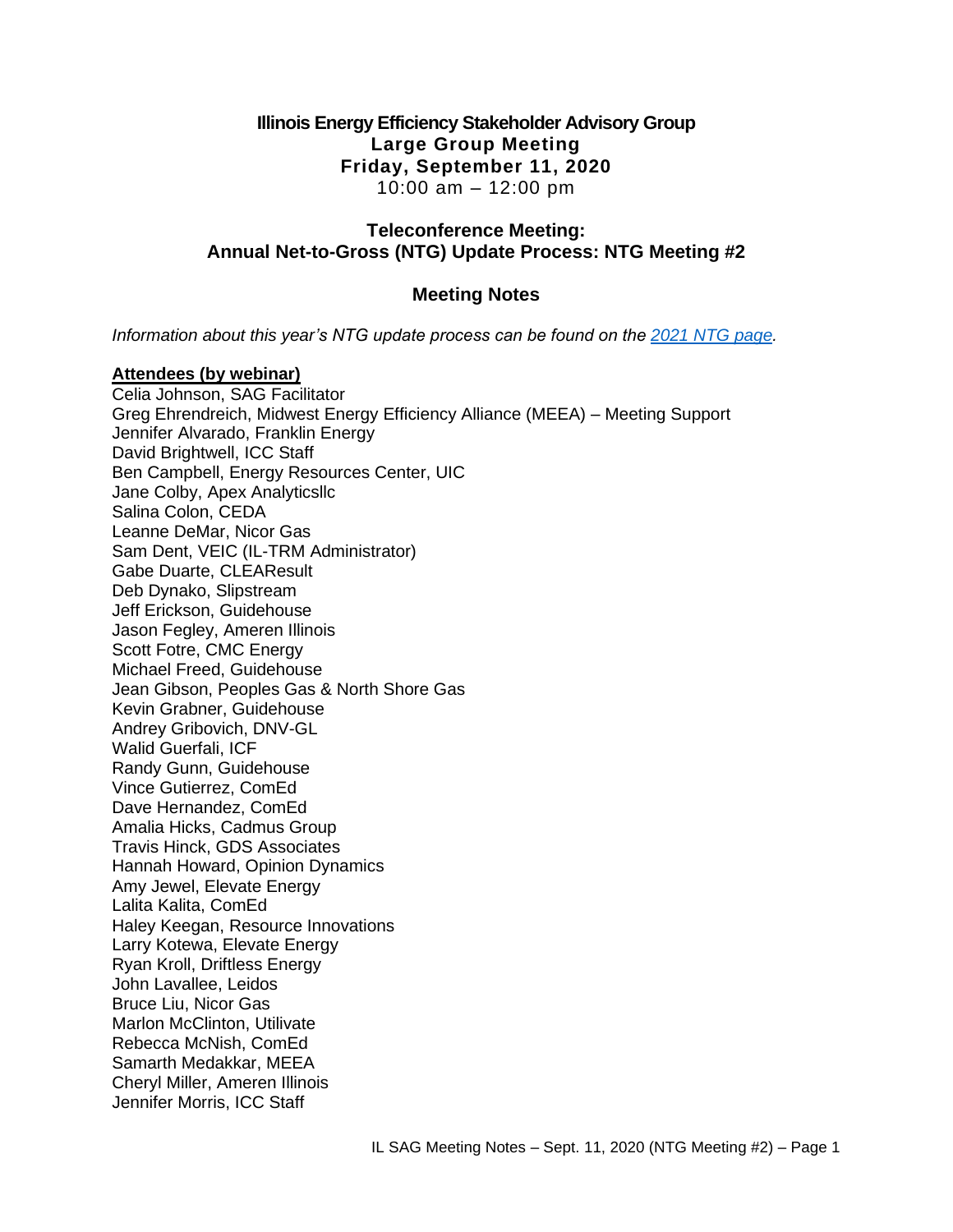# Illinois Energy Efficiency Stakeholder Advisory Group

**Large Group Meeting**
**Friday, September 11, 2020**
10:00 am – 12:00 pm

## Teleconference Meeting: Annual Net-to-Gross (NTG) Update Process: NTG Meeting #2

## Meeting Notes

*Information about this year's NTG update process can be found on the [2021 NTG page](2021 NTG page).*

**Attendees (by webinar)**

Celia Johnson, SAG Facilitator
Greg Ehrendreich, Midwest Energy Efficiency Alliance (MEEA) – Meeting Support
Jennifer Alvarado, Franklin Energy
David Brightwell, ICC Staff
Ben Campbell, Energy Resources Center, UIC
Jane Colby, Apex Analyticsllc
Salina Colon, CEDA
Leanne DeMar, Nicor Gas
Sam Dent, VEIC (IL-TRM Administrator)
Gabe Duarte, CLEAResult
Deb Dynako, Slipstream
Jeff Erickson, Guidehouse
Jason Fegley, Ameren Illinois
Scott Fotre, CMC Energy
Michael Freed, Guidehouse
Jean Gibson, Peoples Gas & North Shore Gas
Kevin Grabner, Guidehouse
Andrey Gribovich, DNV-GL
Walid Guerfali, ICF
Randy Gunn, Guidehouse
Vince Gutierrez, ComEd
Dave Hernandez, ComEd
Amalia Hicks, Cadmus Group
Travis Hinck, GDS Associates
Hannah Howard, Opinion Dynamics
Amy Jewel, Elevate Energy
Lalita Kalita, ComEd
Haley Keegan, Resource Innovations
Larry Kotewa, Elevate Energy
Ryan Kroll, Driftless Energy
John Lavallee, Leidos
Bruce Liu, Nicor Gas
Marlon McClinton, Utilivate
Rebecca McNish, ComEd
Samarth Medakkar, MEEA
Cheryl Miller, Ameren Illinois
Jennifer Morris, ICC Staff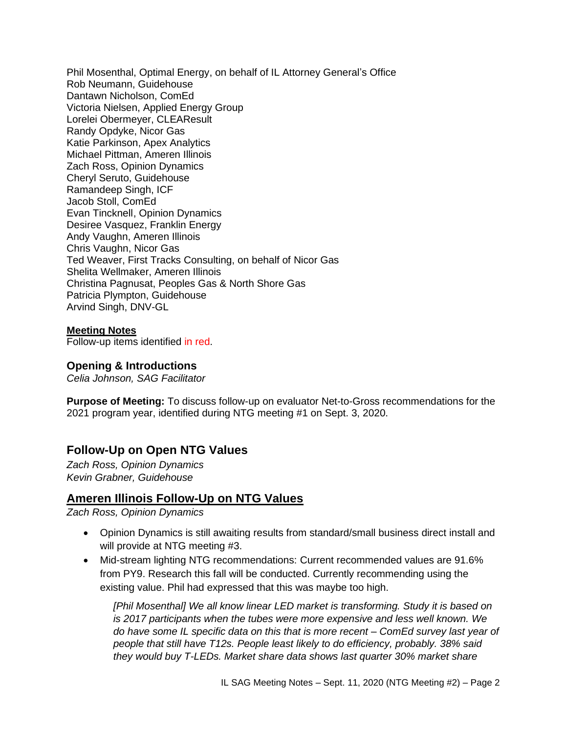Phil Mosenthal, Optimal Energy, on behalf of IL Attorney General's Office
Rob Neumann, Guidehouse
Dantawn Nicholson, ComEd
Victoria Nielsen, Applied Energy Group
Lorelei Obermeyer, CLEAResult
Randy Opdyke, Nicor Gas
Katie Parkinson, Apex Analytics
Michael Pittman, Ameren Illinois
Zach Ross, Opinion Dynamics
Cheryl Seruto, Guidehouse
Ramandeep Singh, ICF
Jacob Stoll, ComEd
Evan Tincknell, Opinion Dynamics
Desiree Vasquez, Franklin Energy
Andy Vaughn, Ameren Illinois
Chris Vaughn, Nicor Gas
Ted Weaver, First Tracks Consulting, on behalf of Nicor Gas
Shelita Wellmaker, Ameren Illinois
Christina Pagnusat, Peoples Gas & North Shore Gas
Patricia Plympton, Guidehouse
Arvind Singh, DNV-GL

**Meeting Notes**
Follow-up items identified in red.

### Opening & Introductions

*Celia Johnson, SAG Facilitator*

**Purpose of Meeting:** To discuss follow-up on evaluator Net-to-Gross recommendations for the 2021 program year, identified during NTG meeting #1 on Sept. 3, 2020.

## Follow-Up on Open NTG Values

*Zach Ross, Opinion Dynamics*
*Kevin Grabner, Guidehouse*

## Ameren Illinois Follow-Up on NTG Values

*Zach Ross, Opinion Dynamics*

- Opinion Dynamics is still awaiting results from standard/small business direct install and will provide at NTG meeting #3.
- Mid-stream lighting NTG recommendations: Current recommended values are 91.6% from PY9. Research this fall will be conducted. Currently recommending using the existing value. Phil had expressed that this was maybe too high.

  *[Phil Mosenthal] We all know linear LED market is transforming. Study it is based on is 2017 participants when the tubes were more expensive and less well known. We do have some IL specific data on this that is more recent – ComEd survey last year of people that still have T12s. People least likely to do efficiency, probably. 38% said they would buy T-LEDs. Market share data shows last quarter 30% market share*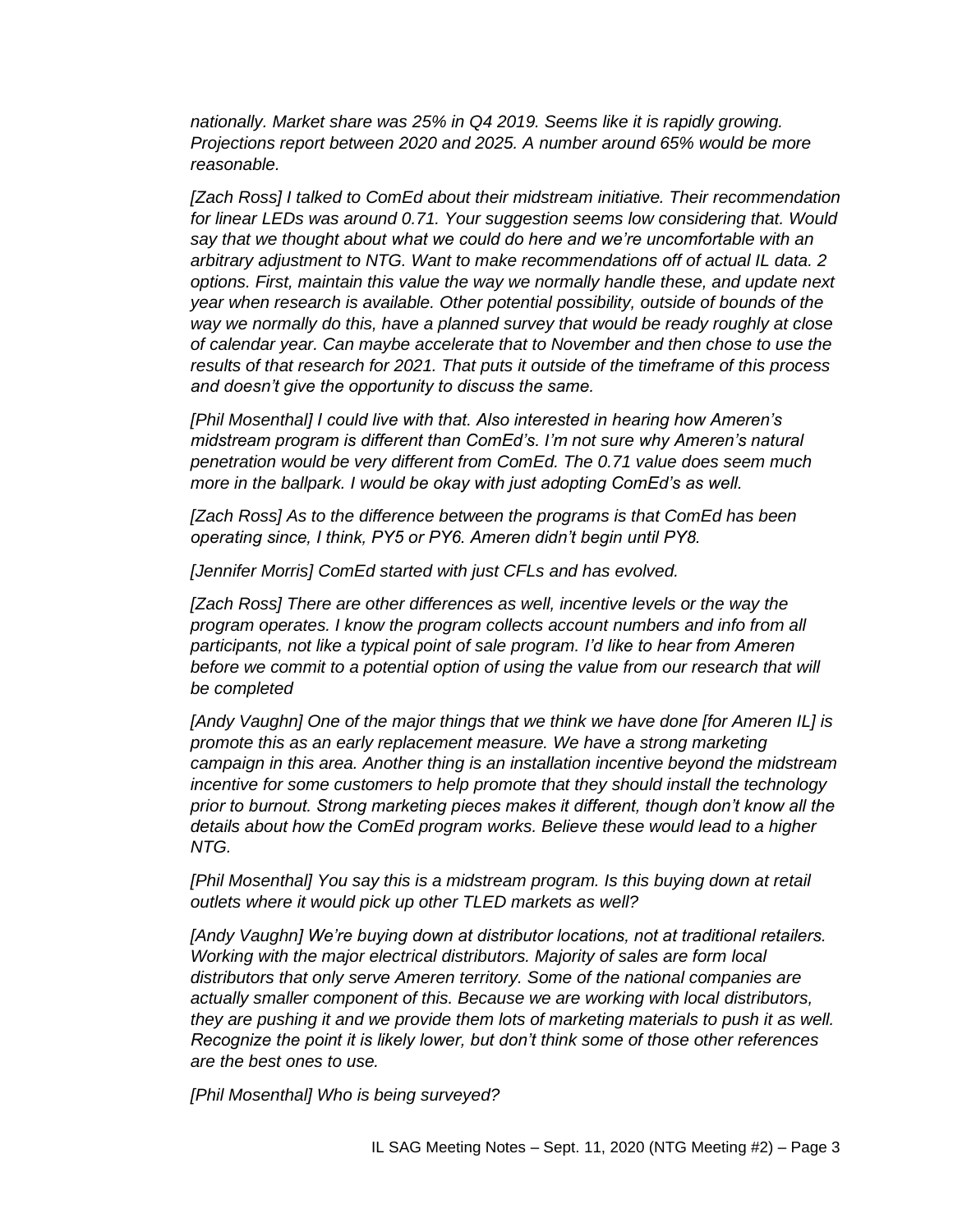*nationally. Market share was 25% in Q4 2019. Seems like it is rapidly growing. Projections report between 2020 and 2025. A number around 65% would be more reasonable.*

*[Zach Ross] I talked to ComEd about their midstream initiative. Their recommendation for linear LEDs was around 0.71. Your suggestion seems low considering that. Would say that we thought about what we could do here and we're uncomfortable with an arbitrary adjustment to NTG. Want to make recommendations off of actual IL data. 2 options. First, maintain this value the way we normally handle these, and update next year when research is available. Other potential possibility, outside of bounds of the way we normally do this, have a planned survey that would be ready roughly at close of calendar year. Can maybe accelerate that to November and then chose to use the results of that research for 2021. That puts it outside of the timeframe of this process and doesn't give the opportunity to discuss the same.*

*[Phil Mosenthal] I could live with that. Also interested in hearing how Ameren's midstream program is different than ComEd's. I'm not sure why Ameren's natural penetration would be very different from ComEd. The 0.71 value does seem much more in the ballpark. I would be okay with just adopting ComEd's as well.*

*[Zach Ross] As to the difference between the programs is that ComEd has been operating since, I think, PY5 or PY6. Ameren didn't begin until PY8.*

*[Jennifer Morris] ComEd started with just CFLs and has evolved.*

*[Zach Ross] There are other differences as well, incentive levels or the way the program operates. I know the program collects account numbers and info from all participants, not like a typical point of sale program. I'd like to hear from Ameren before we commit to a potential option of using the value from our research that will be completed*

*[Andy Vaughn] One of the major things that we think we have done [for Ameren IL] is promote this as an early replacement measure. We have a strong marketing campaign in this area. Another thing is an installation incentive beyond the midstream incentive for some customers to help promote that they should install the technology prior to burnout. Strong marketing pieces makes it different, though don't know all the details about how the ComEd program works. Believe these would lead to a higher NTG.*

*[Phil Mosenthal] You say this is a midstream program. Is this buying down at retail outlets where it would pick up other TLED markets as well?*

*[Andy Vaughn] We're buying down at distributor locations, not at traditional retailers. Working with the major electrical distributors. Majority of sales are form local distributors that only serve Ameren territory. Some of the national companies are actually smaller component of this. Because we are working with local distributors, they are pushing it and we provide them lots of marketing materials to push it as well. Recognize the point it is likely lower, but don't think some of those other references are the best ones to use.*

*[Phil Mosenthal] Who is being surveyed?*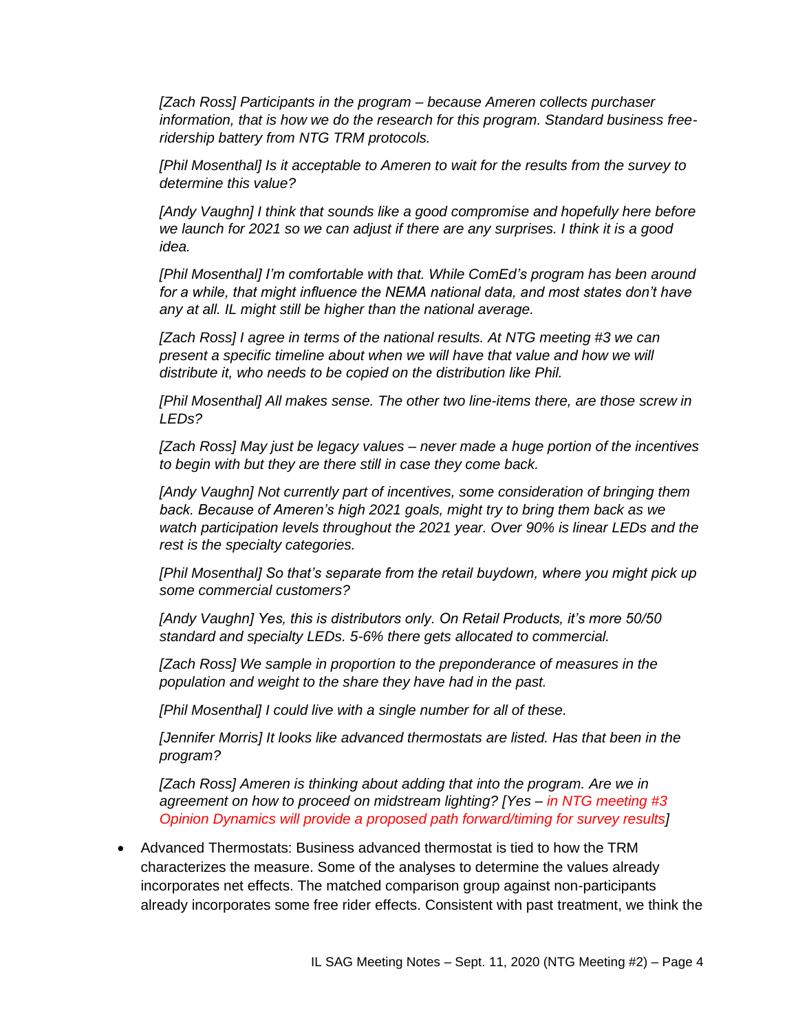*[Zach Ross] Participants in the program – because Ameren collects purchaser information, that is how we do the research for this program. Standard business free-ridership battery from NTG TRM protocols.*

*[Phil Mosenthal] Is it acceptable to Ameren to wait for the results from the survey to determine this value?*

*[Andy Vaughn] I think that sounds like a good compromise and hopefully here before we launch for 2021 so we can adjust if there are any surprises. I think it is a good idea.*

*[Phil Mosenthal] I'm comfortable with that. While ComEd's program has been around for a while, that might influence the NEMA national data, and most states don't have any at all. IL might still be higher than the national average.*

*[Zach Ross] I agree in terms of the national results. At NTG meeting #3 we can present a specific timeline about when we will have that value and how we will distribute it, who needs to be copied on the distribution like Phil.*

*[Phil Mosenthal] All makes sense. The other two line-items there, are those screw in LEDs?*

*[Zach Ross] May just be legacy values – never made a huge portion of the incentives to begin with but they are there still in case they come back.*

*[Andy Vaughn] Not currently part of incentives, some consideration of bringing them back. Because of Ameren's high 2021 goals, might try to bring them back as we watch participation levels throughout the 2021 year. Over 90% is linear LEDs and the rest is the specialty categories.*

*[Phil Mosenthal] So that's separate from the retail buydown, where you might pick up some commercial customers?*

*[Andy Vaughn] Yes, this is distributors only. On Retail Products, it's more 50/50 standard and specialty LEDs. 5-6% there gets allocated to commercial.*

*[Zach Ross] We sample in proportion to the preponderance of measures in the population and weight to the share they have had in the past.*

*[Phil Mosenthal] I could live with a single number for all of these.*

*[Jennifer Morris] It looks like advanced thermostats are listed. Has that been in the program?*

*[Zach Ross] Ameren is thinking about adding that into the program. Are we in agreement on how to proceed on midstream lighting? [Yes – in NTG meeting #3 Opinion Dynamics will provide a proposed path forward/timing for survey results]*

- Advanced Thermostats: Business advanced thermostat is tied to how the TRM characterizes the measure. Some of the analyses to determine the values already incorporates net effects. The matched comparison group against non-participants already incorporates some free rider effects. Consistent with past treatment, we think the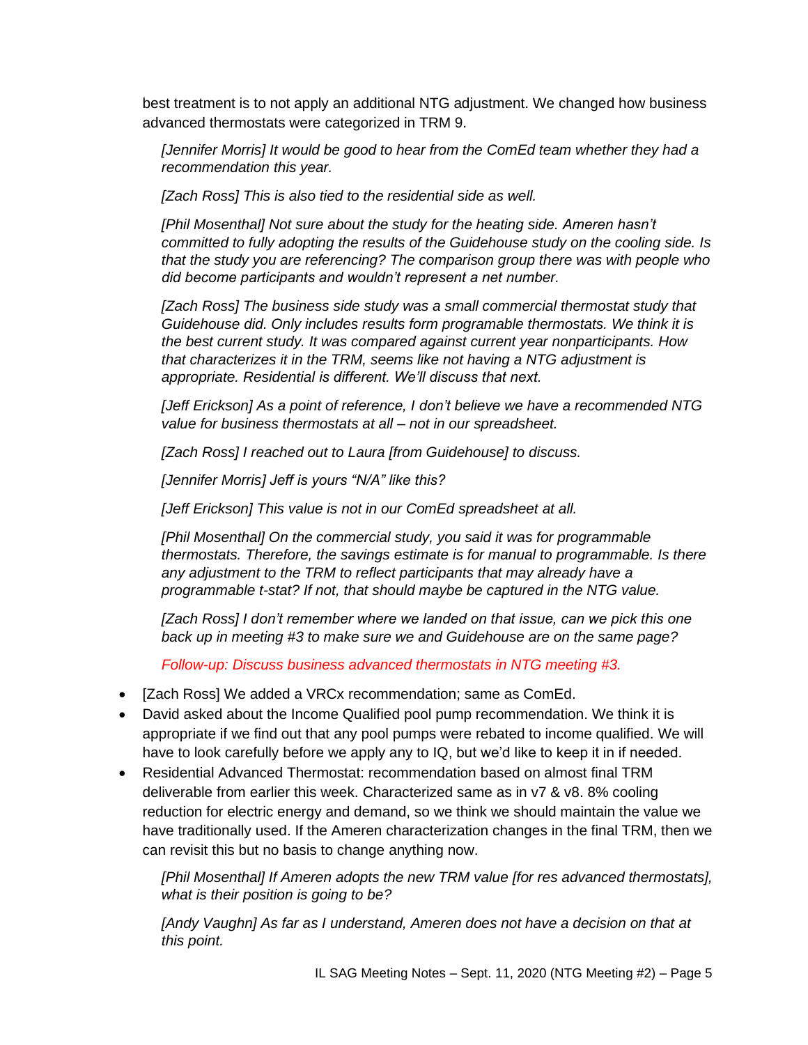best treatment is to not apply an additional NTG adjustment. We changed how business advanced thermostats were categorized in TRM 9.

> *[Jennifer Morris] It would be good to hear from the ComEd team whether they had a recommendation this year.*
>
> *[Zach Ross] This is also tied to the residential side as well.*
>
> *[Phil Mosenthal] Not sure about the study for the heating side. Ameren hasn't committed to fully adopting the results of the Guidehouse study on the cooling side. Is that the study you are referencing? The comparison group there was with people who did become participants and wouldn't represent a net number.*
>
> *[Zach Ross] The business side study was a small commercial thermostat study that Guidehouse did. Only includes results form programable thermostats. We think it is the best current study. It was compared against current year nonparticipants. How that characterizes it in the TRM, seems like not having a NTG adjustment is appropriate. Residential is different. We'll discuss that next.*
>
> *[Jeff Erickson] As a point of reference, I don't believe we have a recommended NTG value for business thermostats at all – not in our spreadsheet.*
>
> *[Zach Ross] I reached out to Laura [from Guidehouse] to discuss.*
>
> *[Jennifer Morris] Jeff is yours "N/A" like this?*
>
> *[Jeff Erickson] This value is not in our ComEd spreadsheet at all.*
>
> *[Phil Mosenthal] On the commercial study, you said it was for programmable thermostats. Therefore, the savings estimate is for manual to programmable. Is there any adjustment to the TRM to reflect participants that may already have a programmable t-stat? If not, that should maybe be captured in the NTG value.*
>
> *[Zach Ross] I don't remember where we landed on that issue, can we pick this one back up in meeting #3 to make sure we and Guidehouse are on the same page?*
>
> *Follow-up: Discuss business advanced thermostats in NTG meeting #3.*

- [Zach Ross] We added a VRCx recommendation; same as ComEd.
- David asked about the Income Qualified pool pump recommendation. We think it is appropriate if we find out that any pool pumps were rebated to income qualified. We will have to look carefully before we apply any to IQ, but we'd like to keep it in if needed.
- Residential Advanced Thermostat: recommendation based on almost final TRM deliverable from earlier this week. Characterized same as in v7 & v8. 8% cooling reduction for electric energy and demand, so we think we should maintain the value we have traditionally used. If the Ameren characterization changes in the final TRM, then we can revisit this but no basis to change anything now.

> *[Phil Mosenthal] If Ameren adopts the new TRM value [for res advanced thermostats], what is their position is going to be?*
>
> *[Andy Vaughn] As far as I understand, Ameren does not have a decision on that at this point.*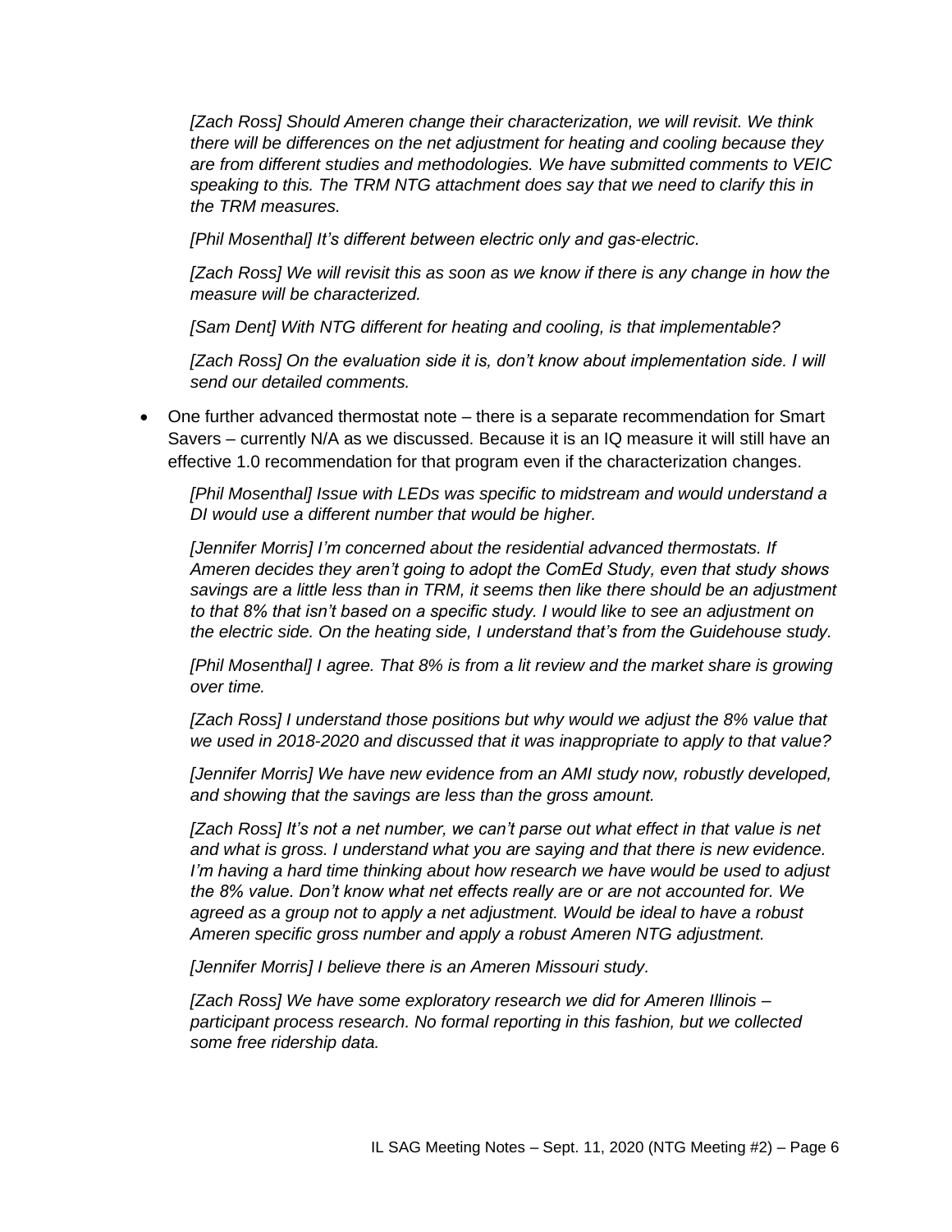*[Zach Ross] Should Ameren change their characterization, we will revisit. We think there will be differences on the net adjustment for heating and cooling because they are from different studies and methodologies. We have submitted comments to VEIC speaking to this. The TRM NTG attachment does say that we need to clarify this in the TRM measures.*

*[Phil Mosenthal] It's different between electric only and gas-electric.*

*[Zach Ross] We will revisit this as soon as we know if there is any change in how the measure will be characterized.*

*[Sam Dent] With NTG different for heating and cooling, is that implementable?*

*[Zach Ross] On the evaluation side it is, don't know about implementation side. I will send our detailed comments.*

- One further advanced thermostat note – there is a separate recommendation for Smart Savers – currently N/A as we discussed. Because it is an IQ measure it will still have an effective 1.0 recommendation for that program even if the characterization changes.

  *[Phil Mosenthal] Issue with LEDs was specific to midstream and would understand a DI would use a different number that would be higher.*

  *[Jennifer Morris] I'm concerned about the residential advanced thermostats. If Ameren decides they aren't going to adopt the ComEd Study, even that study shows savings are a little less than in TRM, it seems then like there should be an adjustment to that 8% that isn't based on a specific study. I would like to see an adjustment on the electric side. On the heating side, I understand that's from the Guidehouse study.*

  *[Phil Mosenthal] I agree. That 8% is from a lit review and the market share is growing over time.*

  *[Zach Ross] I understand those positions but why would we adjust the 8% value that we used in 2018-2020 and discussed that it was inappropriate to apply to that value?*

  *[Jennifer Morris] We have new evidence from an AMI study now, robustly developed, and showing that the savings are less than the gross amount.*

  *[Zach Ross] It's not a net number, we can't parse out what effect in that value is net and what is gross. I understand what you are saying and that there is new evidence. I'm having a hard time thinking about how research we have would be used to adjust the 8% value. Don't know what net effects really are or are not accounted for. We agreed as a group not to apply a net adjustment. Would be ideal to have a robust Ameren specific gross number and apply a robust Ameren NTG adjustment.*

  *[Jennifer Morris] I believe there is an Ameren Missouri study.*

  *[Zach Ross] We have some exploratory research we did for Ameren Illinois – participant process research. No formal reporting in this fashion, but we collected some free ridership data.*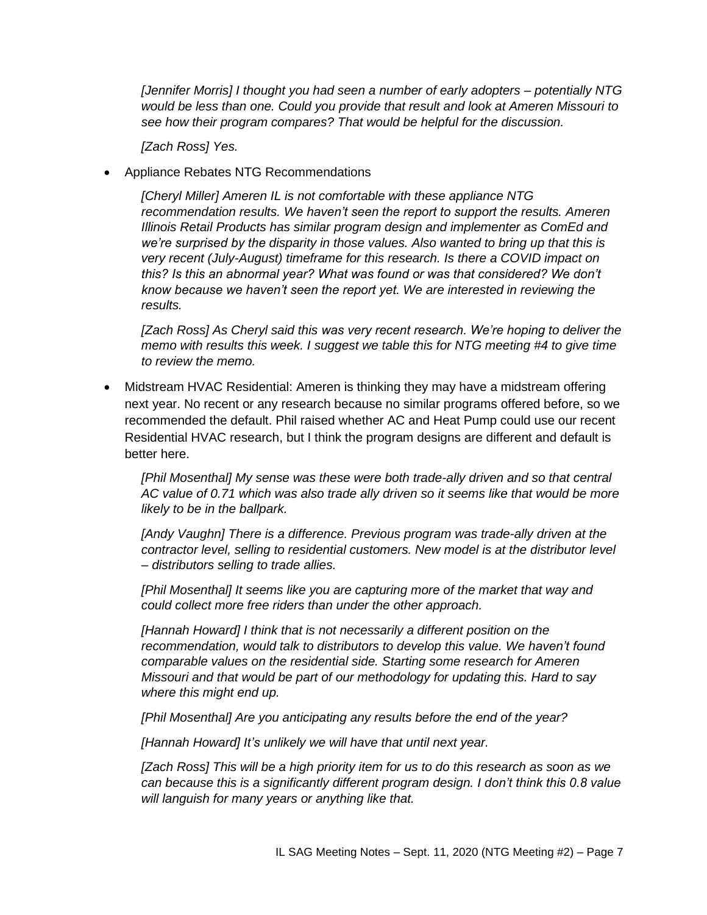*[Jennifer Morris] I thought you had seen a number of early adopters – potentially NTG would be less than one. Could you provide that result and look at Ameren Missouri to see how their program compares? That would be helpful for the discussion.*

*[Zach Ross] Yes.*

- Appliance Rebates NTG Recommendations

  *[Cheryl Miller] Ameren IL is not comfortable with these appliance NTG recommendation results. We haven't seen the report to support the results. Ameren Illinois Retail Products has similar program design and implementer as ComEd and we're surprised by the disparity in those values. Also wanted to bring up that this is very recent (July-August) timeframe for this research. Is there a COVID impact on this? Is this an abnormal year? What was found or was that considered? We don't know because we haven't seen the report yet. We are interested in reviewing the results.*

  *[Zach Ross] As Cheryl said this was very recent research. We're hoping to deliver the memo with results this week. I suggest we table this for NTG meeting #4 to give time to review the memo.*

- Midstream HVAC Residential: Ameren is thinking they may have a midstream offering next year. No recent or any research because no similar programs offered before, so we recommended the default. Phil raised whether AC and Heat Pump could use our recent Residential HVAC research, but I think the program designs are different and default is better here.

  *[Phil Mosenthal] My sense was these were both trade-ally driven and so that central AC value of 0.71 which was also trade ally driven so it seems like that would be more likely to be in the ballpark.*

  *[Andy Vaughn] There is a difference. Previous program was trade-ally driven at the contractor level, selling to residential customers. New model is at the distributor level – distributors selling to trade allies.*

  *[Phil Mosenthal] It seems like you are capturing more of the market that way and could collect more free riders than under the other approach.*

  *[Hannah Howard] I think that is not necessarily a different position on the recommendation, would talk to distributors to develop this value. We haven't found comparable values on the residential side. Starting some research for Ameren Missouri and that would be part of our methodology for updating this. Hard to say where this might end up.*

  *[Phil Mosenthal] Are you anticipating any results before the end of the year?*

  *[Hannah Howard] It's unlikely we will have that until next year.*

  *[Zach Ross] This will be a high priority item for us to do this research as soon as we can because this is a significantly different program design. I don't think this 0.8 value will languish for many years or anything like that.*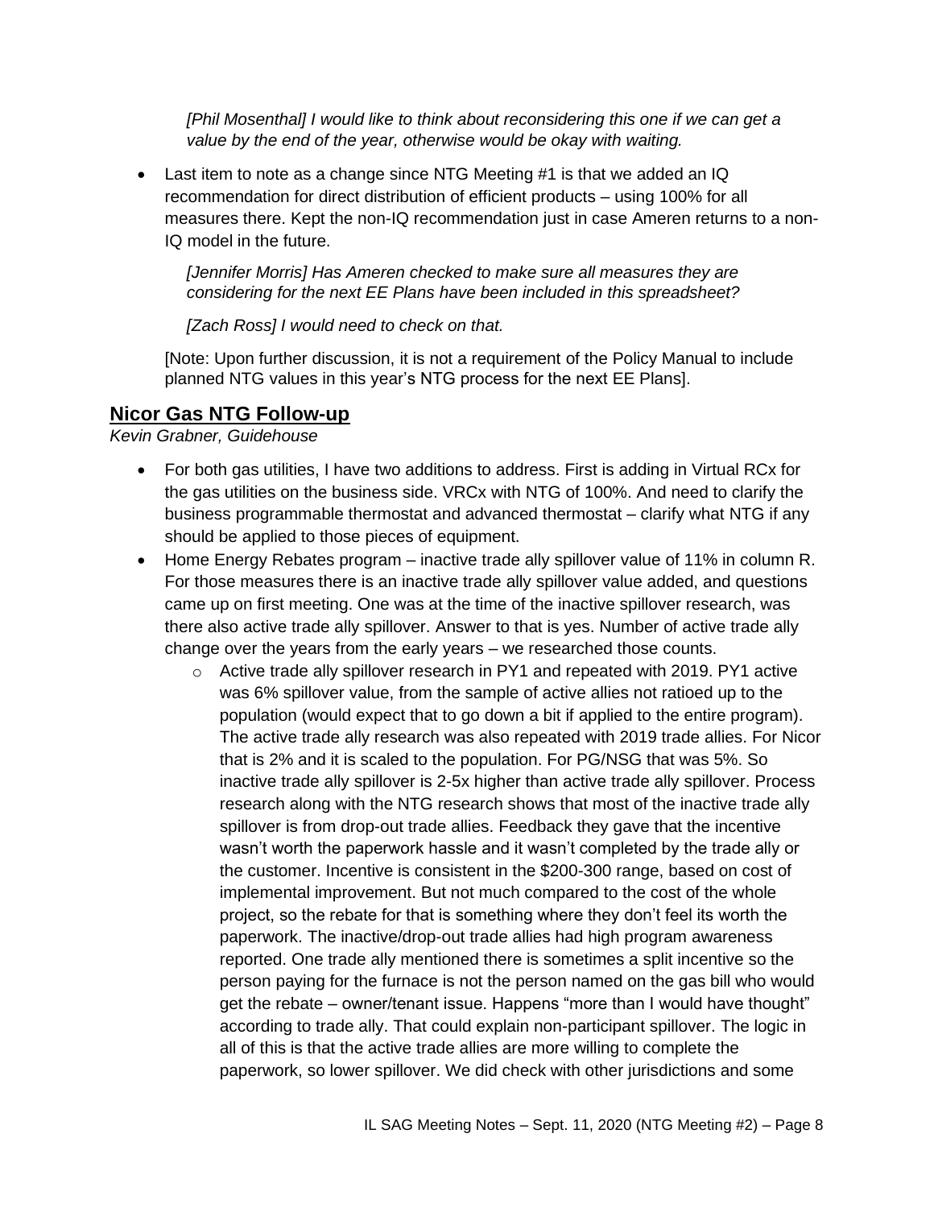*[Phil Mosenthal] I would like to think about reconsidering this one if we can get a value by the end of the year, otherwise would be okay with waiting.*

- Last item to note as a change since NTG Meeting #1 is that we added an IQ recommendation for direct distribution of efficient products – using 100% for all measures there. Kept the non-IQ recommendation just in case Ameren returns to a non-IQ model in the future.

  *[Jennifer Morris] Has Ameren checked to make sure all measures they are considering for the next EE Plans have been included in this spreadsheet?*

  *[Zach Ross] I would need to check on that.*

  [Note: Upon further discussion, it is not a requirement of the Policy Manual to include planned NTG values in this year's NTG process for the next EE Plans].

## Nicor Gas NTG Follow-up

*Kevin Grabner, Guidehouse*

- For both gas utilities, I have two additions to address. First is adding in Virtual RCx for the gas utilities on the business side. VRCx with NTG of 100%. And need to clarify the business programmable thermostat and advanced thermostat – clarify what NTG if any should be applied to those pieces of equipment.
- Home Energy Rebates program – inactive trade ally spillover value of 11% in column R. For those measures there is an inactive trade ally spillover value added, and questions came up on first meeting. One was at the time of the inactive spillover research, was there also active trade ally spillover. Answer to that is yes. Number of active trade ally change over the years from the early years – we researched those counts.
  - Active trade ally spillover research in PY1 and repeated with 2019. PY1 active was 6% spillover value, from the sample of active allies not ratioed up to the population (would expect that to go down a bit if applied to the entire program). The active trade ally research was also repeated with 2019 trade allies. For Nicor that is 2% and it is scaled to the population. For PG/NSG that was 5%. So inactive trade ally spillover is 2-5x higher than active trade ally spillover. Process research along with the NTG research shows that most of the inactive trade ally spillover is from drop-out trade allies. Feedback they gave that the incentive wasn't worth the paperwork hassle and it wasn't completed by the trade ally or the customer. Incentive is consistent in the $200-300 range, based on cost of implemental improvement. But not much compared to the cost of the whole project, so the rebate for that is something where they don't feel its worth the paperwork. The inactive/drop-out trade allies had high program awareness reported. One trade ally mentioned there is sometimes a split incentive so the person paying for the furnace is not the person named on the gas bill who would get the rebate – owner/tenant issue. Happens "more than I would have thought" according to trade ally. That could explain non-participant spillover. The logic in all of this is that the active trade allies are more willing to complete the paperwork, so lower spillover. We did check with other jurisdictions and some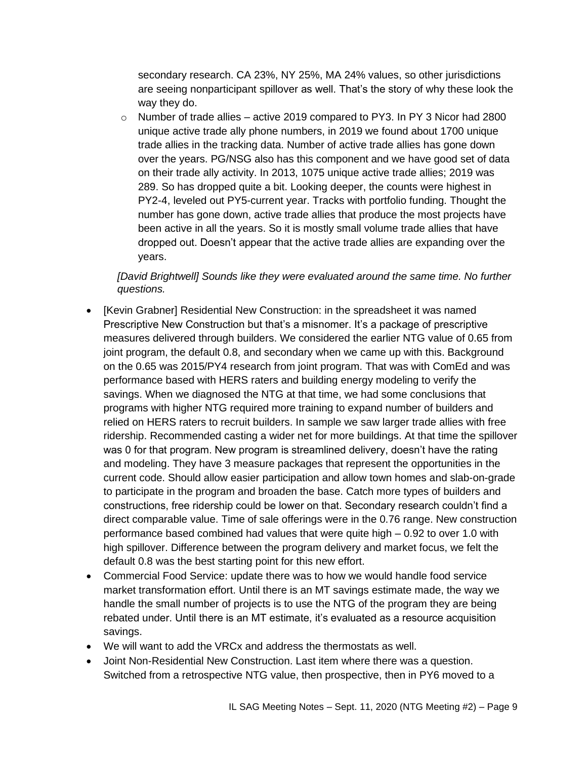secondary research. CA 23%, NY 25%, MA 24% values, so other jurisdictions are seeing nonparticipant spillover as well. That's the story of why these look the way they do.

- Number of trade allies – active 2019 compared to PY3. In PY 3 Nicor had 2800 unique active trade ally phone numbers, in 2019 we found about 1700 unique trade allies in the tracking data. Number of active trade allies has gone down over the years. PG/NSG also has this component and we have good set of data on their trade ally activity. In 2013, 1075 unique active trade allies; 2019 was 289. So has dropped quite a bit. Looking deeper, the counts were highest in PY2-4, leveled out PY5-current year. Tracks with portfolio funding. Thought the number has gone down, active trade allies that produce the most projects have been active in all the years. So it is mostly small volume trade allies that have dropped out. Doesn't appear that the active trade allies are expanding over the years.

*[David Brightwell] Sounds like they were evaluated around the same time. No further questions.*

- [Kevin Grabner] Residential New Construction: in the spreadsheet it was named Prescriptive New Construction but that's a misnomer. It's a package of prescriptive measures delivered through builders. We considered the earlier NTG value of 0.65 from joint program, the default 0.8, and secondary when we came up with this. Background on the 0.65 was 2015/PY4 research from joint program. That was with ComEd and was performance based with HERS raters and building energy modeling to verify the savings. When we diagnosed the NTG at that time, we had some conclusions that programs with higher NTG required more training to expand number of builders and relied on HERS raters to recruit builders. In sample we saw larger trade allies with free ridership. Recommended casting a wider net for more buildings. At that time the spillover was 0 for that program. New program is streamlined delivery, doesn't have the rating and modeling. They have 3 measure packages that represent the opportunities in the current code. Should allow easier participation and allow town homes and slab-on-grade to participate in the program and broaden the base. Catch more types of builders and constructions, free ridership could be lower on that. Secondary research couldn't find a direct comparable value. Time of sale offerings were in the 0.76 range. New construction performance based combined had values that were quite high – 0.92 to over 1.0 with high spillover. Difference between the program delivery and market focus, we felt the default 0.8 was the best starting point for this new effort.
- Commercial Food Service: update there was to how we would handle food service market transformation effort. Until there is an MT savings estimate made, the way we handle the small number of projects is to use the NTG of the program they are being rebated under. Until there is an MT estimate, it's evaluated as a resource acquisition savings.
- We will want to add the VRCx and address the thermostats as well.
- Joint Non-Residential New Construction. Last item where there was a question. Switched from a retrospective NTG value, then prospective, then in PY6 moved to a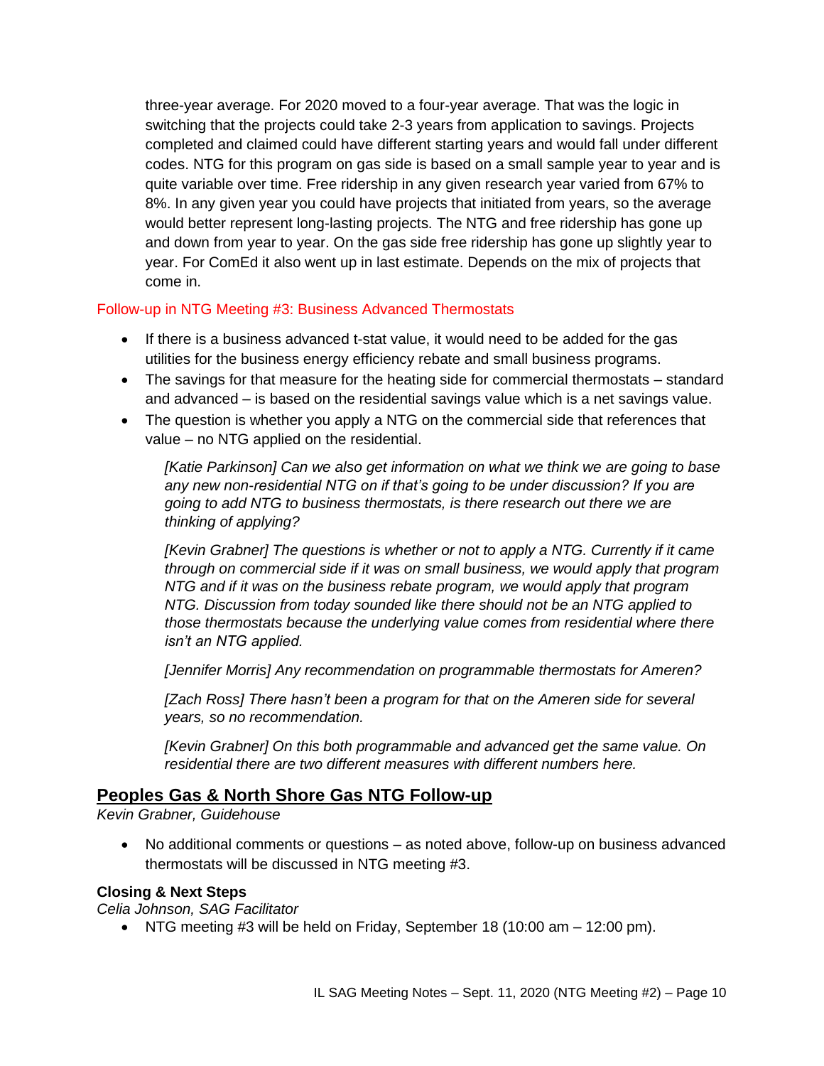three-year average. For 2020 moved to a four-year average. That was the logic in switching that the projects could take 2-3 years from application to savings. Projects completed and claimed could have different starting years and would fall under different codes. NTG for this program on gas side is based on a small sample year to year and is quite variable over time. Free ridership in any given research year varied from 67% to 8%. In any given year you could have projects that initiated from years, so the average would better represent long-lasting projects. The NTG and free ridership has gone up and down from year to year. On the gas side free ridership has gone up slightly year to year. For ComEd it also went up in last estimate. Depends on the mix of projects that come in.

Follow-up in NTG Meeting #3: Business Advanced Thermostats

- If there is a business advanced t-stat value, it would need to be added for the gas utilities for the business energy efficiency rebate and small business programs.
- The savings for that measure for the heating side for commercial thermostats – standard and advanced – is based on the residential savings value which is a net savings value.
- The question is whether you apply a NTG on the commercial side that references that value – no NTG applied on the residential.

*[Katie Parkinson] Can we also get information on what we think we are going to base any new non-residential NTG on if that's going to be under discussion? If you are going to add NTG to business thermostats, is there research out there we are thinking of applying?*

*[Kevin Grabner] The questions is whether or not to apply a NTG. Currently if it came through on commercial side if it was on small business, we would apply that program NTG and if it was on the business rebate program, we would apply that program NTG. Discussion from today sounded like there should not be an NTG applied to those thermostats because the underlying value comes from residential where there isn't an NTG applied.*

*[Jennifer Morris] Any recommendation on programmable thermostats for Ameren?*

*[Zach Ross] There hasn't been a program for that on the Ameren side for several years, so no recommendation.*

*[Kevin Grabner] On this both programmable and advanced get the same value. On residential there are two different measures with different numbers here.*

## Peoples Gas & North Shore Gas NTG Follow-up

*Kevin Grabner, Guidehouse*

- No additional comments or questions – as noted above, follow-up on business advanced thermostats will be discussed in NTG meeting #3.

### Closing & Next Steps

*Celia Johnson, SAG Facilitator*

- NTG meeting #3 will be held on Friday, September 18 (10:00 am – 12:00 pm).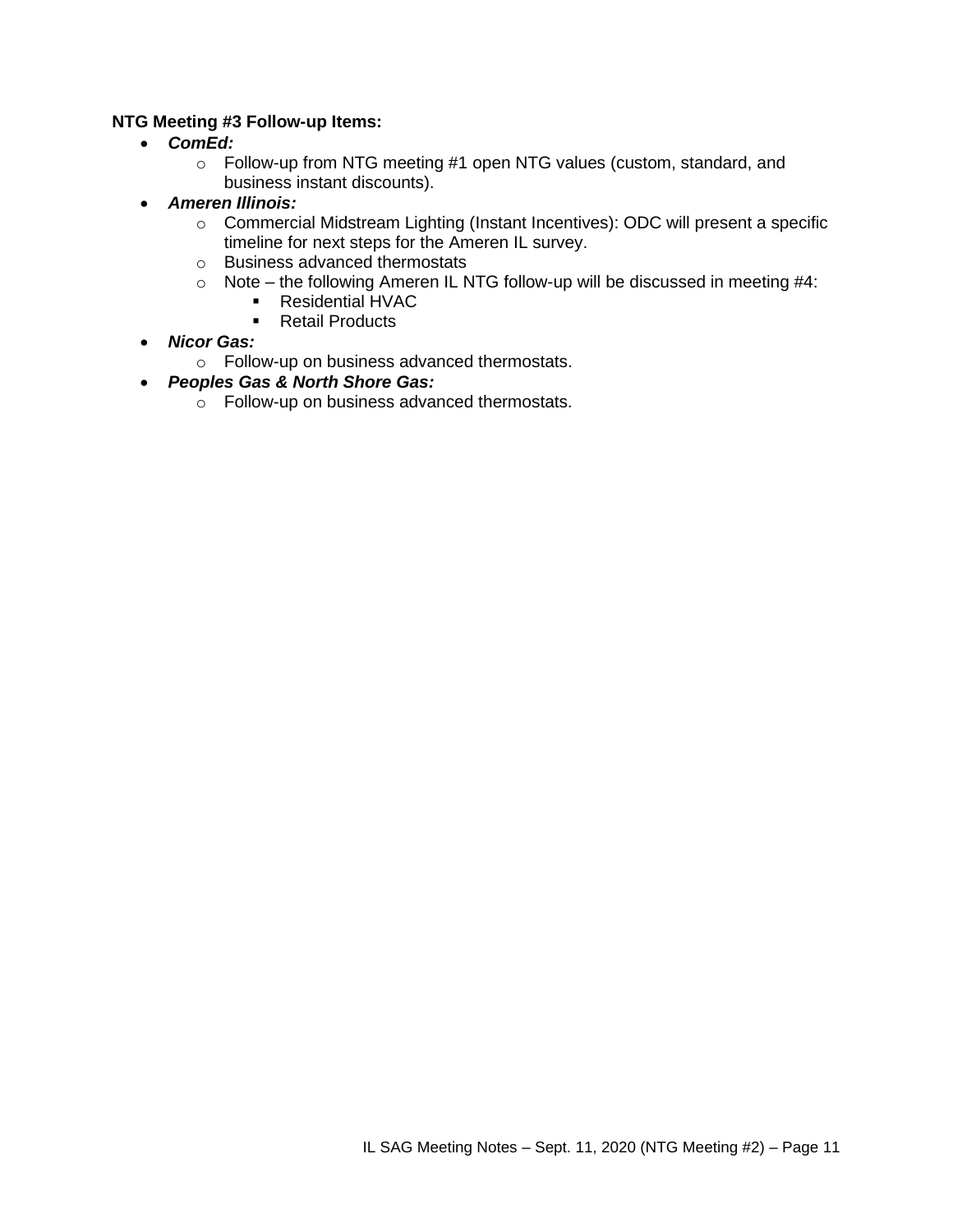**NTG Meeting #3 Follow-up Items:**

- ***ComEd:***
  - Follow-up from NTG meeting #1 open NTG values (custom, standard, and business instant discounts).
- ***Ameren Illinois:***
  - Commercial Midstream Lighting (Instant Incentives): ODC will present a specific timeline for next steps for the Ameren IL survey.
  - Business advanced thermostats
  - Note – the following Ameren IL NTG follow-up will be discussed in meeting #4:
    - Residential HVAC
    - Retail Products
- ***Nicor Gas:***
  - Follow-up on business advanced thermostats.
- ***Peoples Gas & North Shore Gas:***
  - Follow-up on business advanced thermostats.